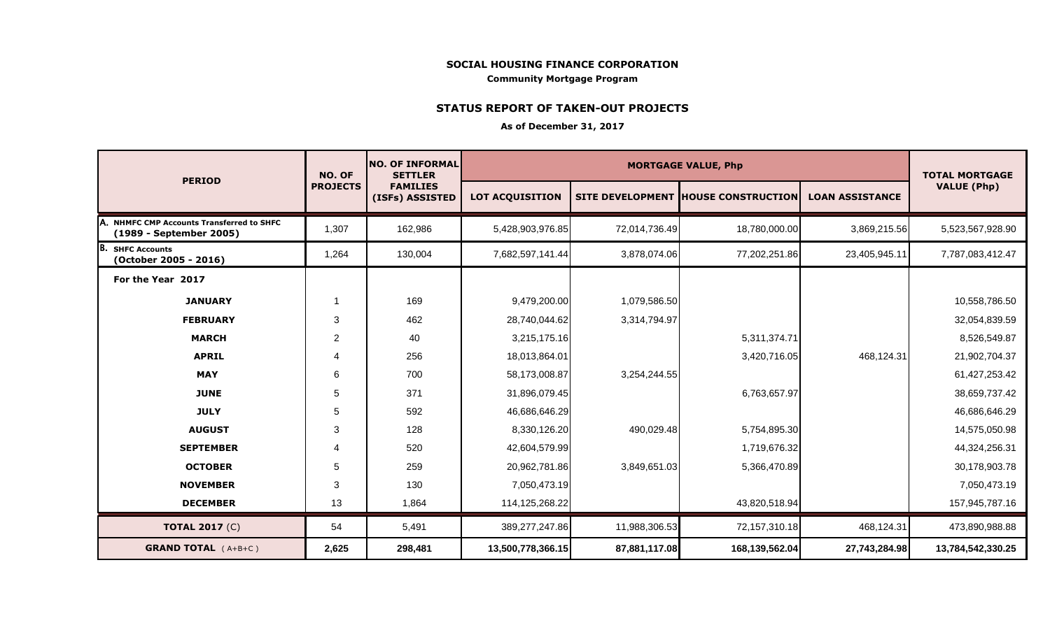**SOCIAL HOUSING FINANCE CORPORATION**

**Community Mortgage Program**

## STATUS REPORT OF TAKEN-OUT PROJECTS

**As of December 31, 2017**

| PERIOD | NO. OF PROJECTS | NO. OF INFORMAL SETTLER FAMILIES (ISFs) ASSISTED | MORTGAGE VALUE, Php | | | | TOTAL MORTGAGE VALUE (Php) |
|---|---|---|---|---|---|---|---|
| | | | LOT ACQUISITION | SITE DEVELOPMENT | HOUSE CONSTRUCTION | LOAN ASSISTANCE | |
| A. NHMFC CMP Accounts Transferred to SHFC (1989 - September 2005) | 1,307 | 162,986 | 5,428,903,976.85 | 72,014,736.49 | 18,780,000.00 | 3,869,215.56 | 5,523,567,928.90 |
| B. SHFC Accounts (October 2005 - 2016) | 1,264 | 130,004 | 7,682,597,141.44 | 3,878,074.06 | 77,202,251.86 | 23,405,945.11 | 7,787,083,412.47 |
| **For the Year 2017** | | | | | | | |
| **JANUARY** | 1 | 169 | 9,479,200.00 | 1,079,586.50 | | | 10,558,786.50 |
| **FEBRUARY** | 3 | 462 | 28,740,044.62 | 3,314,794.97 | | | 32,054,839.59 |
| **MARCH** | 2 | 40 | 3,215,175.16 | | 5,311,374.71 | | 8,526,549.87 |
| **APRIL** | 4 | 256 | 18,013,864.01 | | 3,420,716.05 | 468,124.31 | 21,902,704.37 |
| **MAY** | 6 | 700 | 58,173,008.87 | 3,254,244.55 | | | 61,427,253.42 |
| **JUNE** | 5 | 371 | 31,896,079.45 | | 6,763,657.97 | | 38,659,737.42 |
| **JULY** | 5 | 592 | 46,686,646.29 | | | | 46,686,646.29 |
| **AUGUST** | 3 | 128 | 8,330,126.20 | 490,029.48 | 5,754,895.30 | | 14,575,050.98 |
| **SEPTEMBER** | 4 | 520 | 42,604,579.99 | | 1,719,676.32 | | 44,324,256.31 |
| **OCTOBER** | 5 | 259 | 20,962,781.86 | 3,849,651.03 | 5,366,470.89 | | 30,178,903.78 |
| **NOVEMBER** | 3 | 130 | 7,050,473.19 | | | | 7,050,473.19 |
| **DECEMBER** | 13 | 1,864 | 114,125,268.22 | | 43,820,518.94 | | 157,945,787.16 |
| **TOTAL 2017** (C) | 54 | 5,491 | 389,277,247.86 | 11,988,306.53 | 72,157,310.18 | 468,124.31 | 473,890,988.88 |
| **GRAND TOTAL** ( A+B+C ) | **2,625** | **298,481** | **13,500,778,366.15** | **87,881,117.08** | **168,139,562.04** | **27,743,284.98** | **13,784,542,330.25** |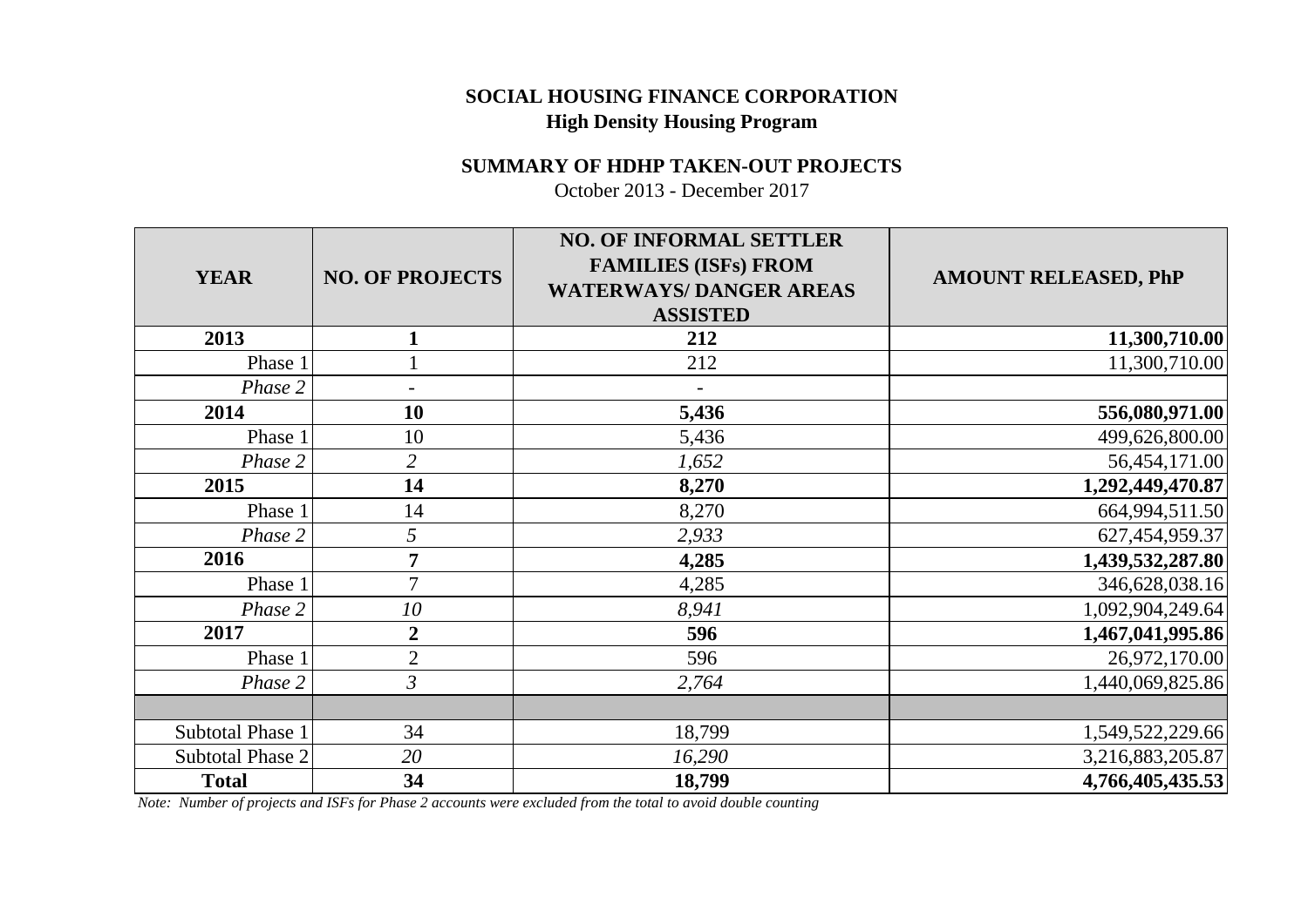# SOCIAL HOUSING FINANCE CORPORATION

## High Density Housing Program

### SUMMARY OF HDHP TAKEN-OUT PROJECTS

October 2013 - December 2017

| YEAR | NO. OF PROJECTS | NO. OF INFORMAL SETTLER FAMILIES (ISFs) FROM WATERWAYS/ DANGER AREAS ASSISTED | AMOUNT RELEASED, PhP |
|---|---|---|---|
| **2013** | **1** | **212** | **11,300,710.00** |
| Phase 1 | 1 | 212 | 11,300,710.00 |
| *Phase 2* | - | - | |
| **2014** | **10** | **5,436** | **556,080,971.00** |
| Phase 1 | 10 | 5,436 | 499,626,800.00 |
| *Phase 2* | *2* | *1,652* | 56,454,171.00 |
| **2015** | **14** | **8,270** | **1,292,449,470.87** |
| Phase 1 | 14 | 8,270 | 664,994,511.50 |
| *Phase 2* | *5* | *2,933* | 627,454,959.37 |
| **2016** | **7** | **4,285** | **1,439,532,287.80** |
| Phase 1 | 7 | 4,285 | 346,628,038.16 |
| *Phase 2* | *10* | *8,941* | 1,092,904,249.64 |
| **2017** | **2** | **596** | **1,467,041,995.86** |
| Phase 1 | 2 | 596 | 26,972,170.00 |
| *Phase 2* | *3* | *2,764* | 1,440,069,825.86 |
| | | | |
| Subtotal Phase 1 | 34 | 18,799 | 1,549,522,229.66 |
| Subtotal Phase 2 | *20* | *16,290* | 3,216,883,205.87 |
| **Total** | **34** | **18,799** | **4,766,405,435.53** |

*Note: Number of projects and ISFs for Phase 2 accounts were excluded from the total to avoid double counting*